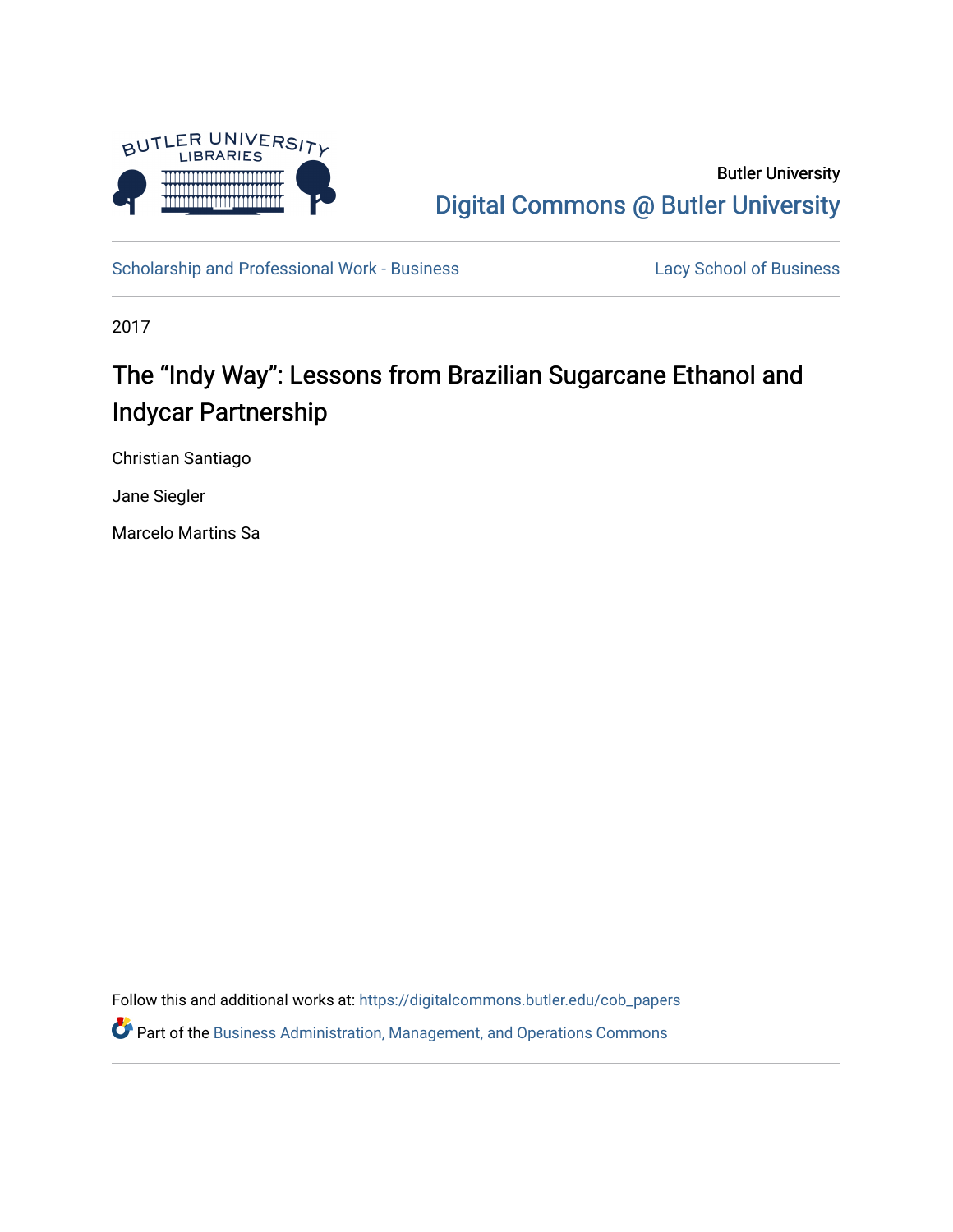Butler University

Digital Commons @ Butler University

Scholarship and Professional Work - Business

Lacy School of Business

2017

# The "Indy Way": Lessons from Brazilian Sugarcane Ethanol and Indycar Partnership

Christian Santiago

Jane Siegler

Marcelo Martins Sa

Follow this and additional works at: https://digitalcommons.butler.edu/cob_papers

Part of the Business Administration, Management, and Operations Commons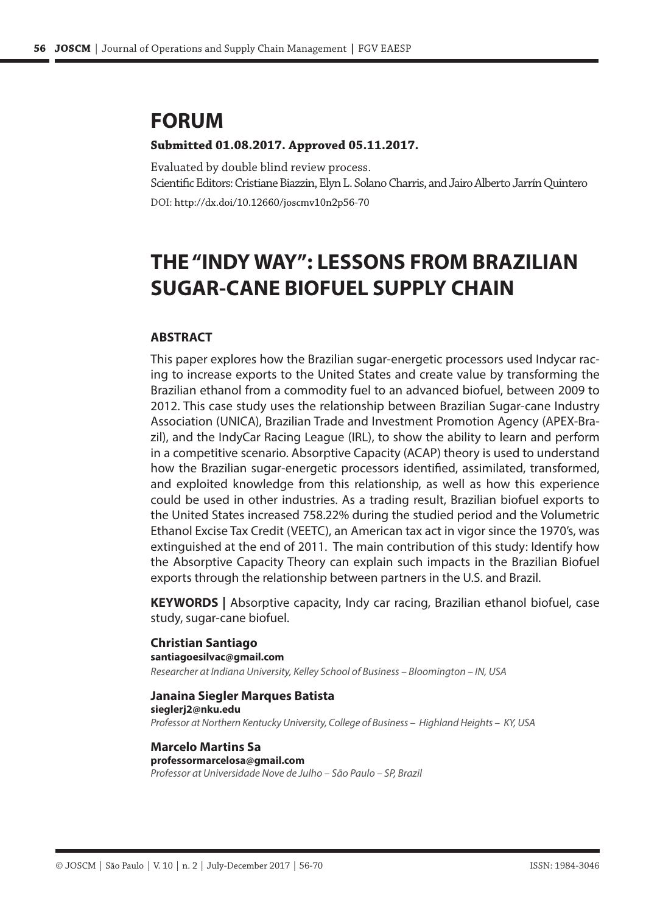# FORUM

**Submitted 01.08.2017. Approved 05.11.2017.**

Evaluated by double blind review process.
Scientific Editors: Cristiane Biazzin, Elyn L. Solano Charris, and Jairo Alberto Jarrín Quintero

DOI: http://dx.doi/10.12660/joscmv10n2p56-70

# THE "INDY WAY": LESSONS FROM BRAZILIAN SUGAR-CANE BIOFUEL SUPPLY CHAIN

## ABSTRACT

This paper explores how the Brazilian sugar-energetic processors used Indycar racing to increase exports to the United States and create value by transforming the Brazilian ethanol from a commodity fuel to an advanced biofuel, between 2009 to 2012. This case study uses the relationship between Brazilian Sugar-cane Industry Association (UNICA), Brazilian Trade and Investment Promotion Agency (APEX-Brazil), and the IndyCar Racing League (IRL), to show the ability to learn and perform in a competitive scenario. Absorptive Capacity (ACAP) theory is used to understand how the Brazilian sugar-energetic processors identified, assimilated, transformed, and exploited knowledge from this relationship, as well as how this experience could be used in other industries. As a trading result, Brazilian biofuel exports to the United States increased 758.22% during the studied period and the Volumetric Ethanol Excise Tax Credit (VEETC), an American tax act in vigor since the 1970's, was extinguished at the end of 2011. The main contribution of this study: Identify how the Absorptive Capacity Theory can explain such impacts in the Brazilian Biofuel exports through the relationship between partners in the U.S. and Brazil.

**KEYWORDS |** Absorptive capacity, Indy car racing, Brazilian ethanol biofuel, case study, sugar-cane biofuel.

**Christian Santiago**
**santiagoesilvac@gmail.com**
*Researcher at Indiana University, Kelley School of Business – Bloomington – IN, USA*

**Janaina Siegler Marques Batista**
**sieglerj2@nku.edu**
*Professor at Northern Kentucky University, College of Business – Highland Heights – KY, USA*

**Marcelo Martins Sa**
**professormarcelosa@gmail.com**
*Professor at Universidade Nove de Julho – São Paulo – SP, Brazil*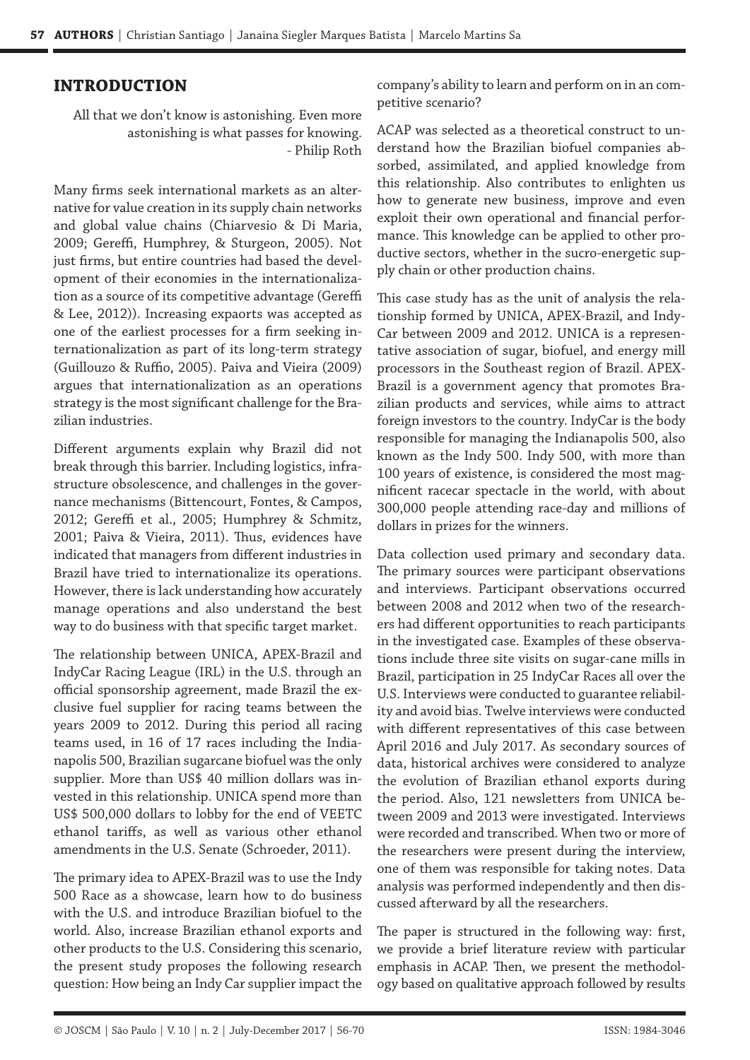## INTRODUCTION

All that we don't know is astonishing. Even more astonishing is what passes for knowing.
- Philip Roth

Many firms seek international markets as an alternative for value creation in its supply chain networks and global value chains (Chiarvesio & Di Maria, 2009; Gereffi, Humphrey, & Sturgeon, 2005). Not just firms, but entire countries had based the development of their economies in the internationalization as a source of its competitive advantage (Gereffi & Lee, 2012)). Increasing expaorts was accepted as one of the earliest processes for a firm seeking internationalization as part of its long-term strategy (Guillouzo & Ruffio, 2005). Paiva and Vieira (2009) argues that internationalization as an operations strategy is the most significant challenge for the Brazilian industries.

Different arguments explain why Brazil did not break through this barrier. Including logistics, infrastructure obsolescence, and challenges in the governance mechanisms (Bittencourt, Fontes, & Campos, 2012; Gereffi et al., 2005; Humphrey & Schmitz, 2001; Paiva & Vieira, 2011). Thus, evidences have indicated that managers from different industries in Brazil have tried to internationalize its operations. However, there is lack understanding how accurately manage operations and also understand the best way to do business with that specific target market.

The relationship between UNICA, APEX-Brazil and IndyCar Racing League (IRL) in the U.S. through an official sponsorship agreement, made Brazil the exclusive fuel supplier for racing teams between the years 2009 to 2012. During this period all racing teams used, in 16 of 17 races including the Indianapolis 500, Brazilian sugarcane biofuel was the only supplier. More than US$ 40 million dollars was invested in this relationship. UNICA spend more than US$ 500,000 dollars to lobby for the end of VEETC ethanol tariffs, as well as various other ethanol amendments in the U.S. Senate (Schroeder, 2011).

The primary idea to APEX-Brazil was to use the Indy 500 Race as a showcase, learn how to do business with the U.S. and introduce Brazilian biofuel to the world. Also, increase Brazilian ethanol exports and other products to the U.S. Considering this scenario, the present study proposes the following research question: How being an Indy Car supplier impact the company's ability to learn and perform on in an competitive scenario?

ACAP was selected as a theoretical construct to understand how the Brazilian biofuel companies absorbed, assimilated, and applied knowledge from this relationship. Also contributes to enlighten us how to generate new business, improve and even exploit their own operational and financial performance. This knowledge can be applied to other productive sectors, whether in the sucro-energetic supply chain or other production chains.

This case study has as the unit of analysis the relationship formed by UNICA, APEX-Brazil, and IndyCar between 2009 and 2012. UNICA is a representative association of sugar, biofuel, and energy mill processors in the Southeast region of Brazil. APEX-Brazil is a government agency that promotes Brazilian products and services, while aims to attract foreign investors to the country. IndyCar is the body responsible for managing the Indianapolis 500, also known as the Indy 500. Indy 500, with more than 100 years of existence, is considered the most magnificent racecar spectacle in the world, with about 300,000 people attending race-day and millions of dollars in prizes for the winners.

Data collection used primary and secondary data. The primary sources were participant observations and interviews. Participant observations occurred between 2008 and 2012 when two of the researchers had different opportunities to reach participants in the investigated case. Examples of these observations include three site visits on sugar-cane mills in Brazil, participation in 25 IndyCar Races all over the U.S. Interviews were conducted to guarantee reliability and avoid bias. Twelve interviews were conducted with different representatives of this case between April 2016 and July 2017. As secondary sources of data, historical archives were considered to analyze the evolution of Brazilian ethanol exports during the period. Also, 121 newsletters from UNICA between 2009 and 2013 were investigated. Interviews were recorded and transcribed. When two or more of the researchers were present during the interview, one of them was responsible for taking notes. Data analysis was performed independently and then discussed afterward by all the researchers.

The paper is structured in the following way: first, we provide a brief literature review with particular emphasis in ACAP. Then, we present the methodology based on qualitative approach followed by results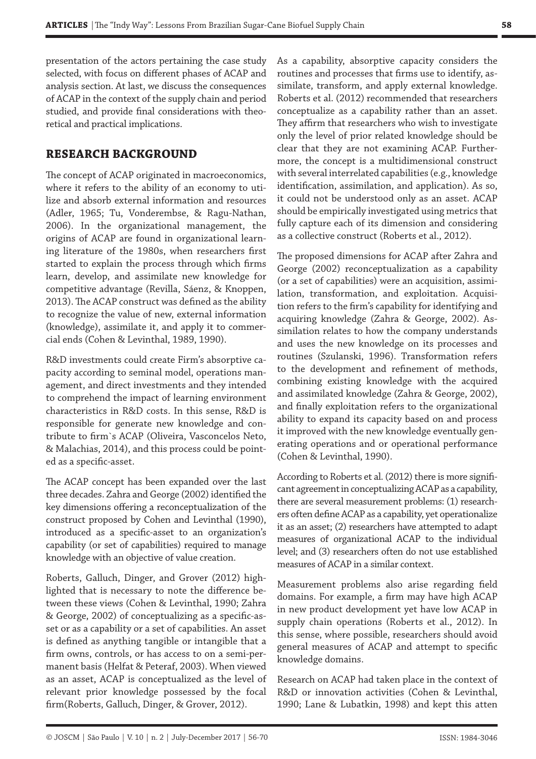presentation of the actors pertaining the case study selected, with focus on different phases of ACAP and analysis section. At last, we discuss the consequences of ACAP in the context of the supply chain and period studied, and provide final considerations with theoretical and practical implications.

## RESEARCH BACKGROUND

The concept of ACAP originated in macroeconomics, where it refers to the ability of an economy to utilize and absorb external information and resources (Adler, 1965; Tu, Vonderembse, & Ragu-Nathan, 2006). In the organizational management, the origins of ACAP are found in organizational learning literature of the 1980s, when researchers first started to explain the process through which firms learn, develop, and assimilate new knowledge for competitive advantage (Revilla, Sáenz, & Knoppen, 2013). The ACAP construct was defined as the ability to recognize the value of new, external information (knowledge), assimilate it, and apply it to commercial ends (Cohen & Levinthal, 1989, 1990).

R&D investments could create Firm's absorptive capacity according to seminal model, operations management, and direct investments and they intended to comprehend the impact of learning environment characteristics in R&D costs. In this sense, R&D is responsible for generate new knowledge and contribute to firm`s ACAP (Oliveira, Vasconcelos Neto, & Malachias, 2014), and this process could be pointed as a specific-asset.

The ACAP concept has been expanded over the last three decades. Zahra and George (2002) identified the key dimensions offering a reconceptualization of the construct proposed by Cohen and Levinthal (1990), introduced as a specific-asset to an organization's capability (or set of capabilities) required to manage knowledge with an objective of value creation.

Roberts, Galluch, Dinger, and Grover (2012) highlighted that is necessary to note the difference between these views (Cohen & Levinthal, 1990; Zahra & George, 2002) of conceptualizing as a specific-asset or as a capability or a set of capabilities. An asset is defined as anything tangible or intangible that a firm owns, controls, or has access to on a semi-permanent basis (Helfat & Peteraf, 2003). When viewed as an asset, ACAP is conceptualized as the level of relevant prior knowledge possessed by the focal firm(Roberts, Galluch, Dinger, & Grover, 2012).

As a capability, absorptive capacity considers the routines and processes that firms use to identify, assimilate, transform, and apply external knowledge. Roberts et al. (2012) recommended that researchers conceptualize as a capability rather than an asset. They affirm that researchers who wish to investigate only the level of prior related knowledge should be clear that they are not examining ACAP. Furthermore, the concept is a multidimensional construct with several interrelated capabilities (e.g., knowledge identification, assimilation, and application). As so, it could not be understood only as an asset. ACAP should be empirically investigated using metrics that fully capture each of its dimension and considering as a collective construct (Roberts et al., 2012).

The proposed dimensions for ACAP after Zahra and George (2002) reconceptualization as a capability (or a set of capabilities) were an acquisition, assimilation, transformation, and exploitation. Acquisition refers to the firm's capability for identifying and acquiring knowledge (Zahra & George, 2002). Assimilation relates to how the company understands and uses the new knowledge on its processes and routines (Szulanski, 1996). Transformation refers to the development and refinement of methods, combining existing knowledge with the acquired and assimilated knowledge (Zahra & George, 2002), and finally exploitation refers to the organizational ability to expand its capacity based on and process it improved with the new knowledge eventually generating operations and or operational performance (Cohen & Levinthal, 1990).

According to Roberts et al. (2012) there is more significant agreement in conceptualizing ACAP as a capability, there are several measurement problems: (1) researchers often define ACAP as a capability, yet operationalize it as an asset; (2) researchers have attempted to adapt measures of organizational ACAP to the individual level; and (3) researchers often do not use established measures of ACAP in a similar context.

Measurement problems also arise regarding field domains. For example, a firm may have high ACAP in new product development yet have low ACAP in supply chain operations (Roberts et al., 2012). In this sense, where possible, researchers should avoid general measures of ACAP and attempt to specific knowledge domains.

Research on ACAP had taken place in the context of R&D or innovation activities (Cohen & Levinthal, 1990; Lane & Lubatkin, 1998) and kept this atten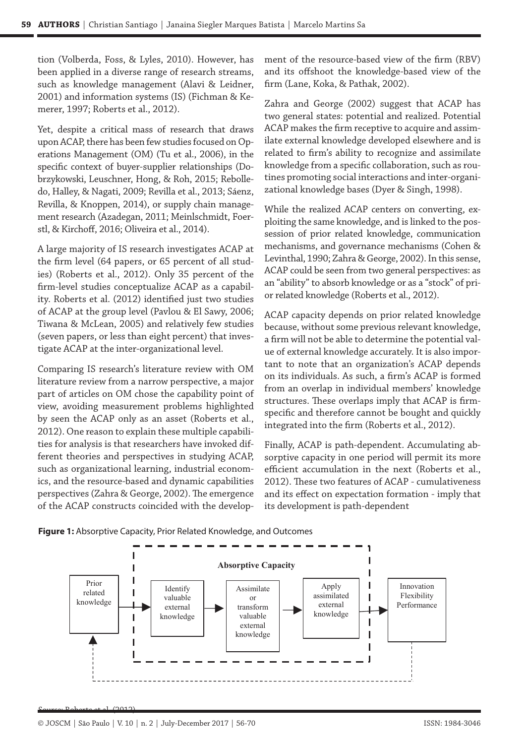tion (Volberda, Foss, & Lyles, 2010). However, has been applied in a diverse range of research streams, such as knowledge management (Alavi & Leidner, 2001) and information systems (IS) (Fichman & Kemerer, 1997; Roberts et al., 2012).

Yet, despite a critical mass of research that draws upon ACAP, there has been few studies focused on Operations Management (OM) (Tu et al., 2006), in the specific context of buyer-supplier relationships (Dobrzykowski, Leuschner, Hong, & Roh, 2015; Rebolledo, Halley, & Nagati, 2009; Revilla et al., 2013; Sáenz, Revilla, & Knoppen, 2014), or supply chain management research (Azadegan, 2011; Meinlschmidt, Foerstl, & Kirchoff, 2016; Oliveira et al., 2014).

A large majority of IS research investigates ACAP at the firm level (64 papers, or 65 percent of all studies) (Roberts et al., 2012). Only 35 percent of the firm-level studies conceptualize ACAP as a capability. Roberts et al. (2012) identified just two studies of ACAP at the group level (Pavlou & El Sawy, 2006; Tiwana & McLean, 2005) and relatively few studies (seven papers, or less than eight percent) that investigate ACAP at the inter-organizational level.

Comparing IS research's literature review with OM literature review from a narrow perspective, a major part of articles on OM chose the capability point of view, avoiding measurement problems highlighted by seen the ACAP only as an asset (Roberts et al., 2012). One reason to explain these multiple capabilities for analysis is that researchers have invoked different theories and perspectives in studying ACAP, such as organizational learning, industrial economics, and the resource-based and dynamic capabilities perspectives (Zahra & George, 2002). The emergence of the ACAP constructs coincided with the development of the resource-based view of the firm (RBV) and its offshoot the knowledge-based view of the firm (Lane, Koka, & Pathak, 2002).

Zahra and George (2002) suggest that ACAP has two general states: potential and realized. Potential ACAP makes the firm receptive to acquire and assimilate external knowledge developed elsewhere and is related to firm's ability to recognize and assimilate knowledge from a specific collaboration, such as routines promoting social interactions and inter-organizational knowledge bases (Dyer & Singh, 1998).

While the realized ACAP centers on converting, exploiting the same knowledge, and is linked to the possession of prior related knowledge, communication mechanisms, and governance mechanisms (Cohen & Levinthal, 1990; Zahra & George, 2002). In this sense, ACAP could be seen from two general perspectives: as an "ability" to absorb knowledge or as a "stock" of prior related knowledge (Roberts et al., 2012).

ACAP capacity depends on prior related knowledge because, without some previous relevant knowledge, a firm will not be able to determine the potential value of external knowledge accurately. It is also important to note that an organization's ACAP depends on its individuals. As such, a firm's ACAP is formed from an overlap in individual members' knowledge structures. These overlaps imply that ACAP is firm-specific and therefore cannot be bought and quickly integrated into the firm (Roberts et al., 2012).

Finally, ACAP is path-dependent. Accumulating absorptive capacity in one period will permit its more efficient accumulation in the next (Roberts et al., 2012). These two features of ACAP - cumulativeness and its effect on expectation formation - imply that its development is path-dependent

**Figure 1:** Absorptive Capacity, Prior Related Knowledge, and Outcomes

Prior related knowledge → [Absorptive Capacity: Identify valuable external knowledge → Assimilate or transform valuable external knowledge → Apply assimilated external knowledge] → Innovation Flexibility Performance

Source: Roberts et al. (2012)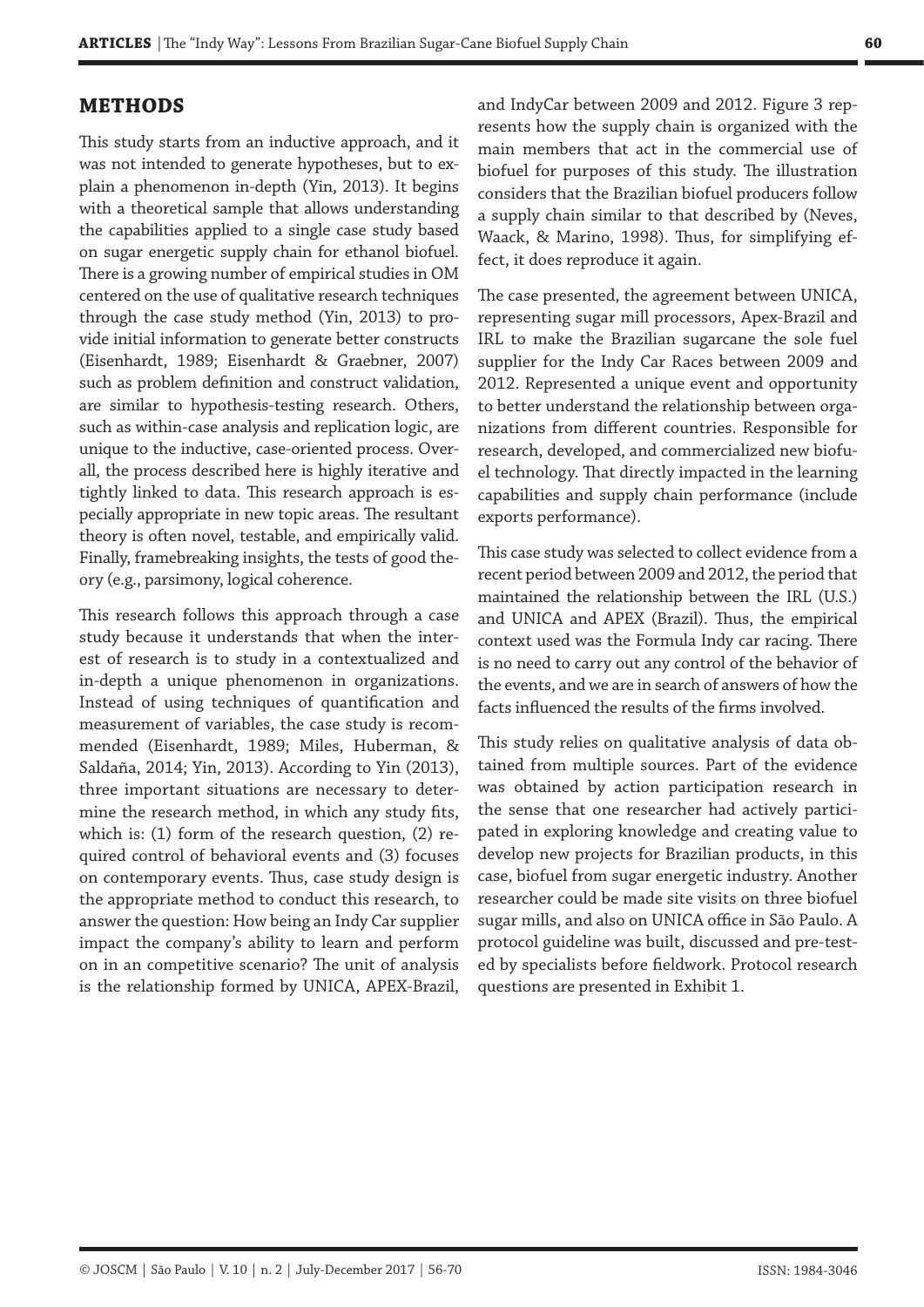## METHODS

This study starts from an inductive approach, and it was not intended to generate hypotheses, but to explain a phenomenon in-depth (Yin, 2013). It begins with a theoretical sample that allows understanding the capabilities applied to a single case study based on sugar energetic supply chain for ethanol biofuel. There is a growing number of empirical studies in OM centered on the use of qualitative research techniques through the case study method (Yin, 2013) to provide initial information to generate better constructs (Eisenhardt, 1989; Eisenhardt & Graebner, 2007) such as problem definition and construct validation, are similar to hypothesis-testing research. Others, such as within-case analysis and replication logic, are unique to the inductive, case-oriented process. Overall, the process described here is highly iterative and tightly linked to data. This research approach is especially appropriate in new topic areas. The resultant theory is often novel, testable, and empirically valid. Finally, framebreaking insights, the tests of good theory (e.g., parsimony, logical coherence.

This research follows this approach through a case study because it understands that when the interest of research is to study in a contextualized and in-depth a unique phenomenon in organizations. Instead of using techniques of quantification and measurement of variables, the case study is recommended (Eisenhardt, 1989; Miles, Huberman, & Saldaña, 2014; Yin, 2013). According to Yin (2013), three important situations are necessary to determine the research method, in which any study fits, which is: (1) form of the research question, (2) required control of behavioral events and (3) focuses on contemporary events. Thus, case study design is the appropriate method to conduct this research, to answer the question: How being an Indy Car supplier impact the company's ability to learn and perform on in an competitive scenario? The unit of analysis is the relationship formed by UNICA, APEX-Brazil, and IndyCar between 2009 and 2012. Figure 3 represents how the supply chain is organized with the main members that act in the commercial use of biofuel for purposes of this study. The illustration considers that the Brazilian biofuel producers follow a supply chain similar to that described by (Neves, Waack, & Marino, 1998). Thus, for simplifying effect, it does reproduce it again.

The case presented, the agreement between UNICA, representing sugar mill processors, Apex-Brazil and IRL to make the Brazilian sugarcane the sole fuel supplier for the Indy Car Races between 2009 and 2012. Represented a unique event and opportunity to better understand the relationship between organizations from different countries. Responsible for research, developed, and commercialized new biofuel technology. That directly impacted in the learning capabilities and supply chain performance (include exports performance).

This case study was selected to collect evidence from a recent period between 2009 and 2012, the period that maintained the relationship between the IRL (U.S.) and UNICA and APEX (Brazil). Thus, the empirical context used was the Formula Indy car racing. There is no need to carry out any control of the behavior of the events, and we are in search of answers of how the facts influenced the results of the firms involved.

This study relies on qualitative analysis of data obtained from multiple sources. Part of the evidence was obtained by action participation research in the sense that one researcher had actively participated in exploring knowledge and creating value to develop new projects for Brazilian products, in this case, biofuel from sugar energetic industry. Another researcher could be made site visits on three biofuel sugar mills, and also on UNICA office in São Paulo. A protocol guideline was built, discussed and pre-tested by specialists before fieldwork. Protocol research questions are presented in Exhibit 1.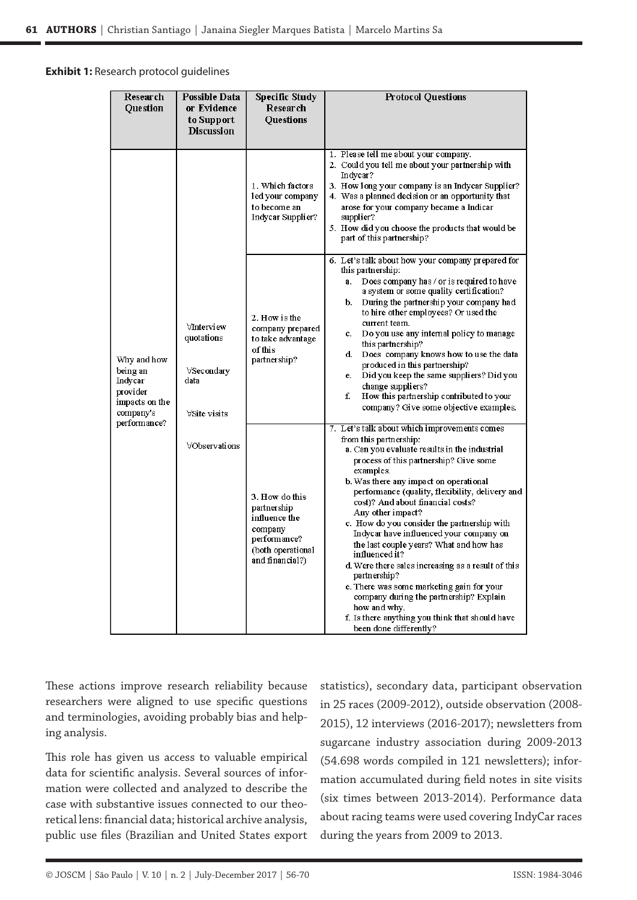**Exhibit 1:** Research protocol guidelines

| Research Question | Possible Data or Evidence to Support Discussion | Specific Study Research Questions | Protocol Questions |
|---|---|---|---|
| Why and how being an Indycar provider impacts on the company's performance? | ∀Interview quotations<br>∀Secondary data<br>∀Site visits<br>∀Observations | 1. Which factors led your company to become an Indycar Supplier? | 1. Please tell me about your company.<br>2. Could you tell me about your partnership with Indycar?<br>3. How long your company is an Indycar Supplier?<br>4. Was a planned decision or an opportunity that arose for your company became a Indicar supplier?<br>5. How did you choose the products that would be part of this partnership? |
| | | 2. How is the company prepared to take advantage of this partnership? | 6. Let's talk about how your company prepared for this partnership:<br>a. Does company has / or is required to have a system or some quality certification?<br>b. During the partnership your company had to hire other employees? Or used the current team.<br>c. Do you use any internal policy to manage this partnership?<br>d. Does company knows how to use the data produced in this partnership?<br>e. Did you keep the same suppliers? Did you change suppliers?<br>f. How this partnership contributed to your company? Give some objective examples. |
| | | 3. How do this partnership influence the company performance? (both operational and financial?) | 7. Let's talk about which improvements comes from this partnership:<br>a. Can you evaluate results in the industrial process of this partnership? Give some examples.<br>b. Was there any impact on operational performance (quality, flexibility, delivery and cost)? And about financial costs? Any other impact?<br>c. How do you consider the partnership with Indycar have influenced your company on the last couple years? What and how has influenced it?<br>d. Were there sales increasing as a result of this partnership?<br>e. There was some marketing gain for your company during the partnership? Explain how and why.<br>f. Is there anything you think that should have been done differently? |

These actions improve research reliability because researchers were aligned to use specific questions and terminologies, avoiding probably bias and helping analysis.

This role has given us access to valuable empirical data for scientific analysis. Several sources of information were collected and analyzed to describe the case with substantive issues connected to our theoretical lens: financial data; historical archive analysis, public use files (Brazilian and United States export statistics), secondary data, participant observation in 25 races (2009-2012), outside observation (2008-2015), 12 interviews (2016-2017); newsletters from sugarcane industry association during 2009-2013 (54.698 words compiled in 121 newsletters); information accumulated during field notes in site visits (six times between 2013-2014). Performance data about racing teams were used covering IndyCar races during the years from 2009 to 2013.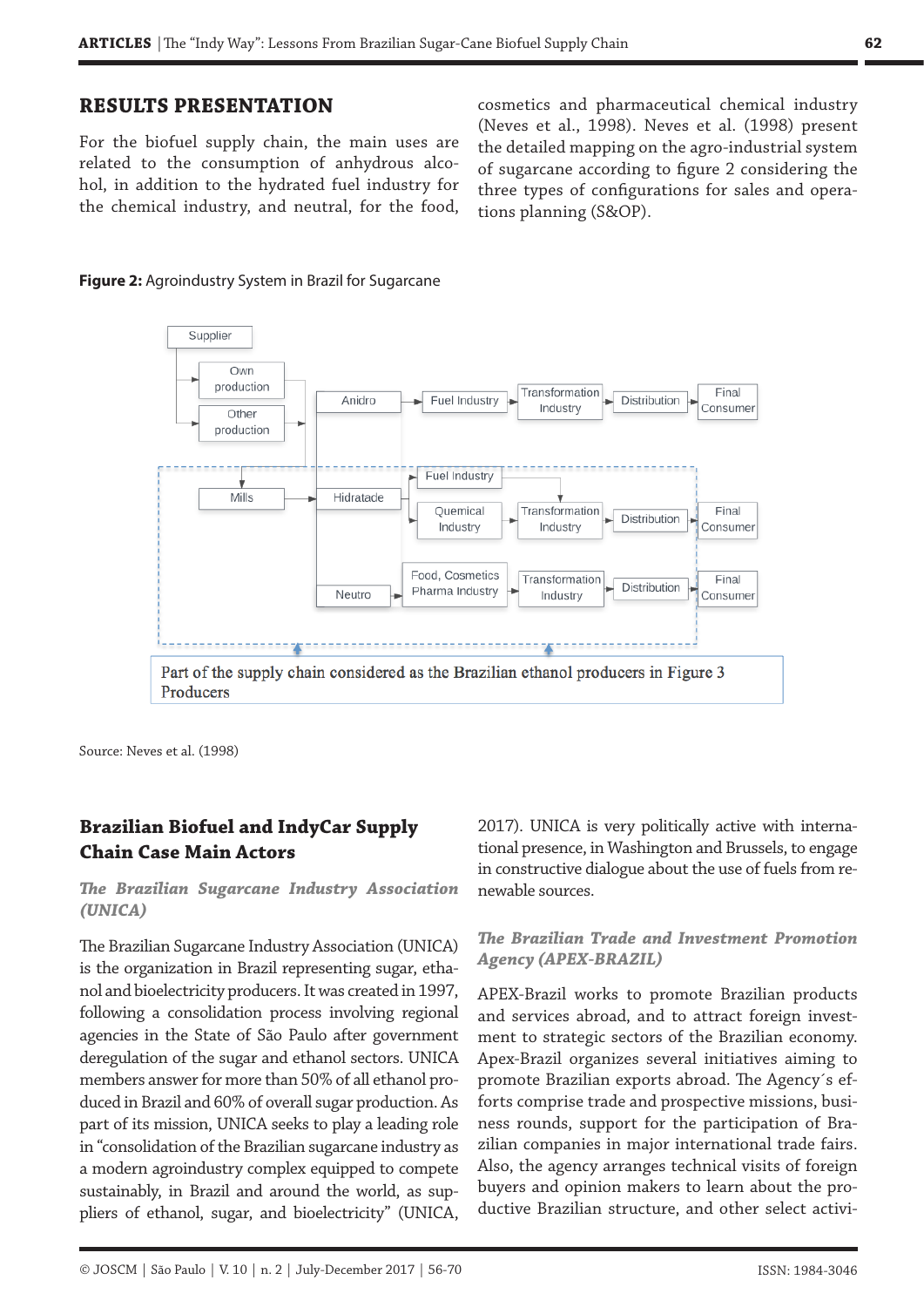## RESULTS PRESENTATION

For the biofuel supply chain, the main uses are related to the consumption of anhydrous alcohol, in addition to the hydrated fuel industry for the chemical industry, and neutral, for the food, cosmetics and pharmaceutical chemical industry (Neves et al., 1998). Neves et al. (1998) present the detailed mapping on the agro-industrial system of sugarcane according to figure 2 considering the three types of configurations for sales and operations planning (S&OP).

**Figure 2:** Agroindustry System in Brazil for Sugarcane

Supplier

Own production

Other production

Mills

Anidro

Hidratade

Neutro

Fuel Industry

Fuel Industry

Quemical Industry

Food, Cosmetics Pharma Industry

Transformation Industry

Transformation Industry

Transformation Industry

Distribution

Distribution

Distribution

Final Consumer

Final Consumer

Final Consumer

Part of the supply chain considered as the Brazilian ethanol producers in Figure 3 Producers

Source: Neves et al. (1998)

### Brazilian Biofuel and IndyCar Supply Chain Case Main Actors

#### *The Brazilian Sugarcane Industry Association (UNICA)*

The Brazilian Sugarcane Industry Association (UNICA) is the organization in Brazil representing sugar, ethanol and bioelectricity producers. It was created in 1997, following a consolidation process involving regional agencies in the State of São Paulo after government deregulation of the sugar and ethanol sectors. UNICA members answer for more than 50% of all ethanol produced in Brazil and 60% of overall sugar production. As part of its mission, UNICA seeks to play a leading role in "consolidation of the Brazilian sugarcane industry as a modern agroindustry complex equipped to compete sustainably, in Brazil and around the world, as suppliers of ethanol, sugar, and bioelectricity" (UNICA, 2017). UNICA is very politically active with international presence, in Washington and Brussels, to engage in constructive dialogue about the use of fuels from renewable sources.

#### *The Brazilian Trade and Investment Promotion Agency (APEX-BRAZIL)*

APEX-Brazil works to promote Brazilian products and services abroad, and to attract foreign investment to strategic sectors of the Brazilian economy. Apex-Brazil organizes several initiatives aiming to promote Brazilian exports abroad. The Agency´s efforts comprise trade and prospective missions, business rounds, support for the participation of Brazilian companies in major international trade fairs. Also, the agency arranges technical visits of foreign buyers and opinion makers to learn about the productive Brazilian structure, and other select activi-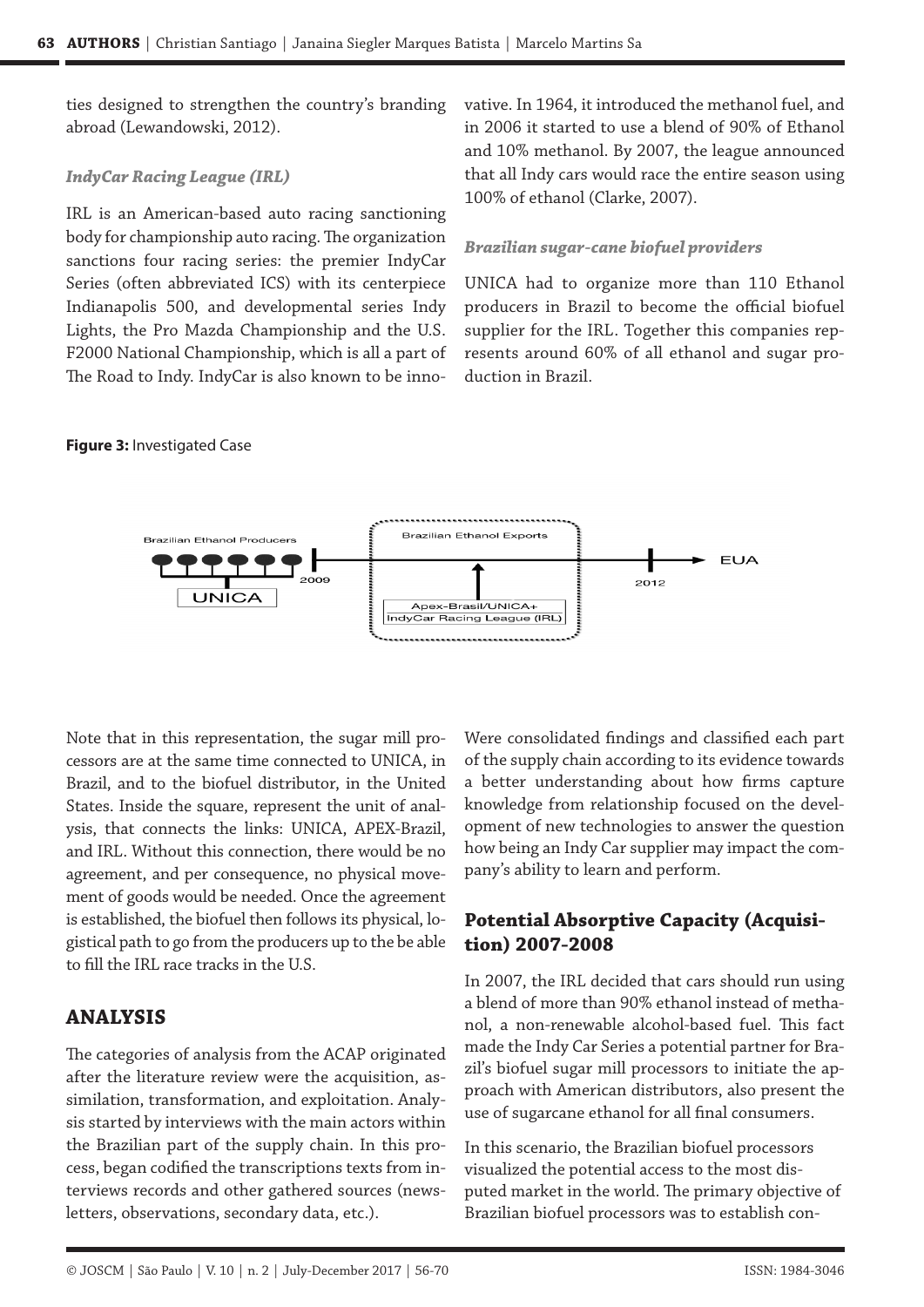ties designed to strengthen the country's branding abroad (Lewandowski, 2012).

### *IndyCar Racing League (IRL)*

IRL is an American-based auto racing sanctioning body for championship auto racing. The organization sanctions four racing series: the premier IndyCar Series (often abbreviated ICS) with its centerpiece Indianapolis 500, and developmental series Indy Lights, the Pro Mazda Championship and the U.S. F2000 National Championship, which is all a part of The Road to Indy. IndyCar is also known to be innovative. In 1964, it introduced the methanol fuel, and in 2006 it started to use a blend of 90% of Ethanol and 10% methanol. By 2007, the league announced that all Indy cars would race the entire season using 100% of ethanol (Clarke, 2007).

### *Brazilian sugar-cane biofuel providers*

UNICA had to organize more than 110 Ethanol producers in Brazil to become the official biofuel supplier for the IRL. Together this companies represents around 60% of all ethanol and sugar production in Brazil.

**Figure 3:** Investigated Case

Brazilian Ethanol Producers

UNICA

2009

Brazilian Ethanol Exports

Apex-Brasil/UNICA+ IndyCar Racing League (IRL)

2012

EUA

Note that in this representation, the sugar mill processors are at the same time connected to UNICA, in Brazil, and to the biofuel distributor, in the United States. Inside the square, represent the unit of analysis, that connects the links: UNICA, APEX-Brazil, and IRL. Without this connection, there would be no agreement, and per consequence, no physical movement of goods would be needed. Once the agreement is established, the biofuel then follows its physical, logistical path to go from the producers up to the be able to fill the IRL race tracks in the U.S.

## ANALYSIS

The categories of analysis from the ACAP originated after the literature review were the acquisition, assimilation, transformation, and exploitation. Analysis started by interviews with the main actors within the Brazilian part of the supply chain. In this process, began codified the transcriptions texts from interviews records and other gathered sources (newsletters, observations, secondary data, etc.).

Were consolidated findings and classified each part of the supply chain according to its evidence towards a better understanding about how firms capture knowledge from relationship focused on the development of new technologies to answer the question how being an Indy Car supplier may impact the company's ability to learn and perform.

## Potential Absorptive Capacity (Acquisition) 2007-2008

In 2007, the IRL decided that cars should run using a blend of more than 90% ethanol instead of methanol, a non-renewable alcohol-based fuel. This fact made the Indy Car Series a potential partner for Brazil's biofuel sugar mill processors to initiate the approach with American distributors, also present the use of sugarcane ethanol for all final consumers.

In this scenario, the Brazilian biofuel processors visualized the potential access to the most disputed market in the world. The primary objective of Brazilian biofuel processors was to establish con-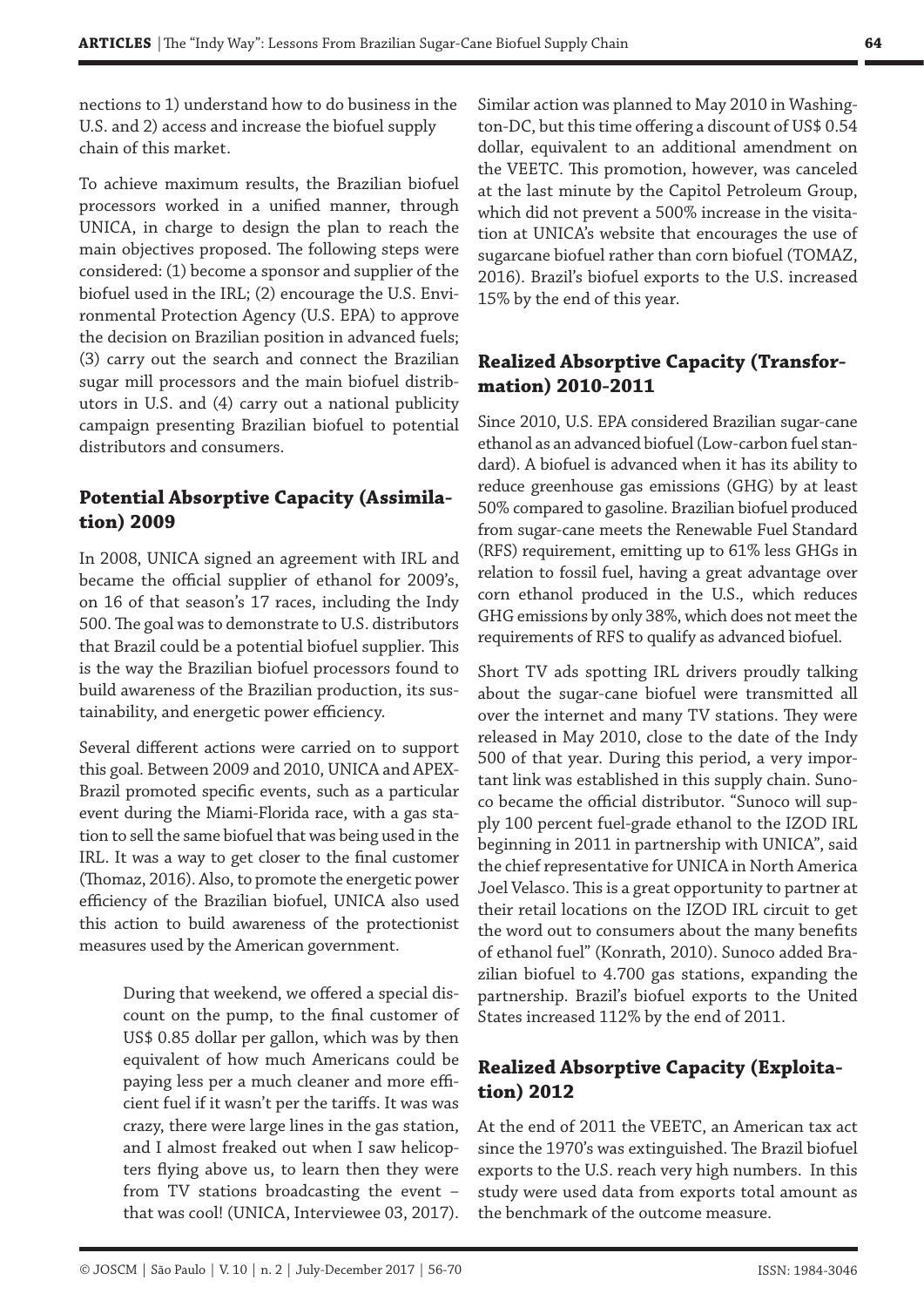nections to 1) understand how to do business in the U.S. and 2) access and increase the biofuel supply chain of this market.

To achieve maximum results, the Brazilian biofuel processors worked in a unified manner, through UNICA, in charge to design the plan to reach the main objectives proposed. The following steps were considered: (1) become a sponsor and supplier of the biofuel used in the IRL; (2) encourage the U.S. Environmental Protection Agency (U.S. EPA) to approve the decision on Brazilian position in advanced fuels; (3) carry out the search and connect the Brazilian sugar mill processors and the main biofuel distributors in U.S. and (4) carry out a national publicity campaign presenting Brazilian biofuel to potential distributors and consumers.

## Potential Absorptive Capacity (Assimilation) 2009

In 2008, UNICA signed an agreement with IRL and became the official supplier of ethanol for 2009's, on 16 of that season's 17 races, including the Indy 500. The goal was to demonstrate to U.S. distributors that Brazil could be a potential biofuel supplier. This is the way the Brazilian biofuel processors found to build awareness of the Brazilian production, its sustainability, and energetic power efficiency.

Several different actions were carried on to support this goal. Between 2009 and 2010, UNICA and APEX-Brazil promoted specific events, such as a particular event during the Miami-Florida race, with a gas station to sell the same biofuel that was being used in the IRL. It was a way to get closer to the final customer (Thomaz, 2016). Also, to promote the energetic power efficiency of the Brazilian biofuel, UNICA also used this action to build awareness of the protectionist measures used by the American government.

> During that weekend, we offered a special discount on the pump, to the final customer of US$ 0.85 dollar per gallon, which was by then equivalent of how much Americans could be paying less per a much cleaner and more efficient fuel if it wasn't per the tariffs. It was was crazy, there were large lines in the gas station, and I almost freaked out when I saw helicopters flying above us, to learn then they were from TV stations broadcasting the event – that was cool! (UNICA, Interviewee 03, 2017).

Similar action was planned to May 2010 in Washington-DC, but this time offering a discount of US$ 0.54 dollar, equivalent to an additional amendment on the VEETC. This promotion, however, was canceled at the last minute by the Capitol Petroleum Group, which did not prevent a 500% increase in the visitation at UNICA's website that encourages the use of sugarcane biofuel rather than corn biofuel (TOMAZ, 2016). Brazil's biofuel exports to the U.S. increased 15% by the end of this year.

## Realized Absorptive Capacity (Transformation) 2010-2011

Since 2010, U.S. EPA considered Brazilian sugar-cane ethanol as an advanced biofuel (Low-carbon fuel standard). A biofuel is advanced when it has its ability to reduce greenhouse gas emissions (GHG) by at least 50% compared to gasoline. Brazilian biofuel produced from sugar-cane meets the Renewable Fuel Standard (RFS) requirement, emitting up to 61% less GHGs in relation to fossil fuel, having a great advantage over corn ethanol produced in the U.S., which reduces GHG emissions by only 38%, which does not meet the requirements of RFS to qualify as advanced biofuel.

Short TV ads spotting IRL drivers proudly talking about the sugar-cane biofuel were transmitted all over the internet and many TV stations. They were released in May 2010, close to the date of the Indy 500 of that year. During this period, a very important link was established in this supply chain. Sunoco became the official distributor. "Sunoco will supply 100 percent fuel-grade ethanol to the IZOD IRL beginning in 2011 in partnership with UNICA", said the chief representative for UNICA in North America Joel Velasco. This is a great opportunity to partner at their retail locations on the IZOD IRL circuit to get the word out to consumers about the many benefits of ethanol fuel" (Konrath, 2010). Sunoco added Brazilian biofuel to 4.700 gas stations, expanding the partnership. Brazil's biofuel exports to the United States increased 112% by the end of 2011.

## Realized Absorptive Capacity (Exploitation) 2012

At the end of 2011 the VEETC, an American tax act since the 1970's was extinguished. The Brazil biofuel exports to the U.S. reach very high numbers. In this study were used data from exports total amount as the benchmark of the outcome measure.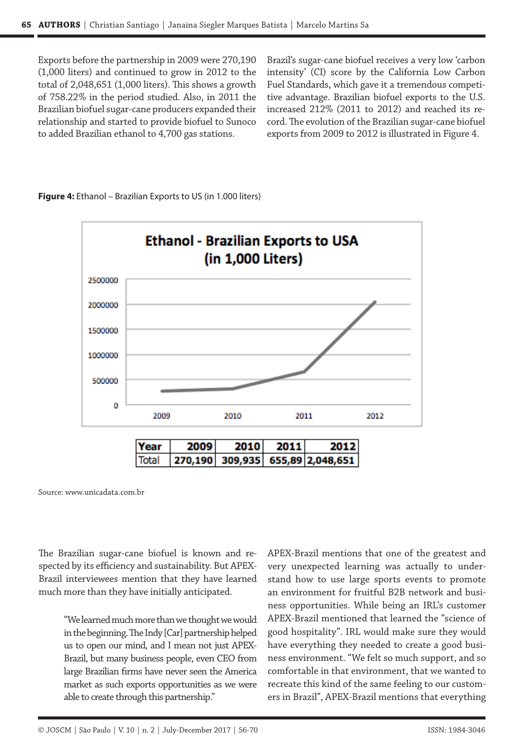Exports before the partnership in 2009 were 270,190 (1,000 liters) and continued to grow in 2012 to the total of 2,048,651 (1,000 liters). This shows a growth of 758.22% in the period studied. Also, in 2011 the Brazilian biofuel sugar-cane producers expanded their relationship and started to provide biofuel to Sunoco to added Brazilian ethanol to 4,700 gas stations.

Brazil's sugar-cane biofuel receives a very low 'carbon intensity' (CI) score by the California Low Carbon Fuel Standards, which gave it a tremendous competitive advantage. Brazilian biofuel exports to the U.S. increased 212% (2011 to 2012) and reached its record. The evolution of the Brazilian sugar-cane biofuel exports from 2009 to 2012 is illustrated in Figure 4.

**Figure 4:** Ethanol – Brazilian Exports to US (in 1.000 liters)

| Year | 2009 | 2010 | 2011 | 2012 |
|---|---|---|---|---|
| Total | 270,190 | 309,935 | 655,89 | 2,048,651 |

Source: www.unicadata.com.br

The Brazilian sugar-cane biofuel is known and respected by its efficiency and sustainability. But APEX-Brazil interviewees mention that they have learned much more than they have initially anticipated.

> "We learned much more than we thought we would in the beginning. The Indy [Car] partnership helped us to open our mind, and I mean not just APEX-Brazil, but many business people, even CEO from large Brazilian firms have never seen the America market as such exports opportunities as we were able to create through this partnership."

APEX-Brazil mentions that one of the greatest and very unexpected learning was actually to understand how to use large sports events to promote an environment for fruitful B2B network and business opportunities. While being an IRL's customer APEX-Brazil mentioned that learned the "science of good hospitality". IRL would make sure they would have everything they needed to create a good business environment. "We felt so much support, and so comfortable in that environment, that we wanted to recreate this kind of the same feeling to our customers in Brazil", APEX-Brazil mentions that everything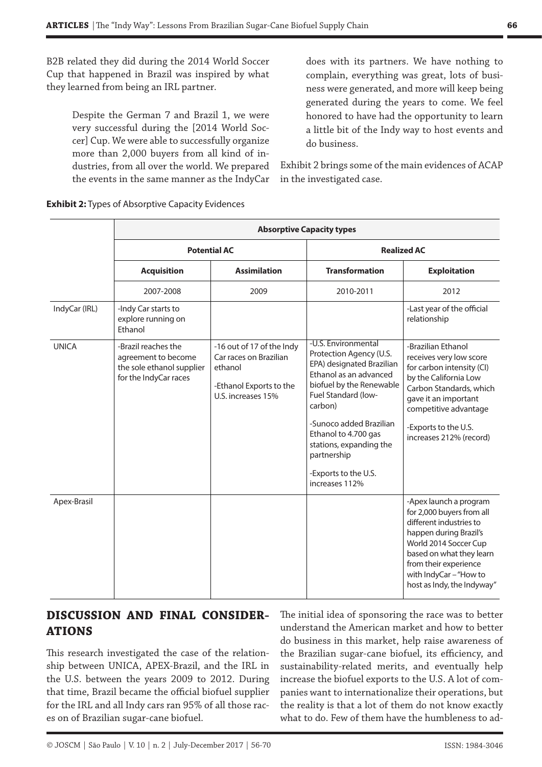B2B related they did during the 2014 World Soccer Cup that happened in Brazil was inspired by what they learned from being an IRL partner.

> Despite the German 7 and Brazil 1, we were very successful during the [2014 World Soccer] Cup. We were able to successfully organize more than 2,000 buyers from all kind of industries, from all over the world. We prepared the events in the same manner as the IndyCar does with its partners. We have nothing to complain, everything was great, lots of business were generated, and more will keep being generated during the years to come. We feel honored to have had the opportunity to learn a little bit of the Indy way to host events and do business.

Exhibit 2 brings some of the main evidences of ACAP in the investigated case.

**Exhibit 2:** Types of Absorptive Capacity Evidences

| | **Absorptive Capacity types** | | | |
|---|---|---|---|---|
| | **Potential AC** | | **Realized AC** | |
| | **Acquisition** | **Assimilation** | **Transformation** | **Exploitation** |
| | 2007-2008 | 2009 | 2010-2011 | 2012 |
| IndyCar (IRL) | -Indy Car starts to explore running on Ethanol | | | -Last year of the official relationship |
| UNICA | -Brazil reaches the agreement to become the sole ethanol supplier for the IndyCar races | -16 out of 17 of the Indy Car races on Brazilian ethanol<br><br>-Ethanol Exports to the U.S. increases 15% | -U.S. Environmental Protection Agency (U.S. EPA) designated Brazilian Ethanol as an advanced biofuel by the Renewable Fuel Standard (low-carbon)<br><br>-Sunoco added Brazilian Ethanol to 4.700 gas stations, expanding the partnership<br><br>-Exports to the U.S. increases 112% | -Brazilian Ethanol receives very low score for carbon intensity (CI) by the California Low Carbon Standards, which gave it an important competitive advantage<br><br>-Exports to the U.S. increases 212% (record) |
| Apex-Brasil | | | | -Apex launch a program for 2,000 buyers from all different industries to happen during Brazil's World 2014 Soccer Cup based on what they learn from their experience with IndyCar – "How to host as Indy, the Indyway" |

## DISCUSSION AND FINAL CONSIDERATIONS

This research investigated the case of the relationship between UNICA, APEX-Brazil, and the IRL in the U.S. between the years 2009 to 2012. During that time, Brazil became the official biofuel supplier for the IRL and all Indy cars ran 95% of all those races on of Brazilian sugar-cane biofuel.

The initial idea of sponsoring the race was to better understand the American market and how to better do business in this market, help raise awareness of the Brazilian sugar-cane biofuel, its efficiency, and sustainability-related merits, and eventually help increase the biofuel exports to the U.S. A lot of companies want to internationalize their operations, but the reality is that a lot of them do not know exactly what to do. Few of them have the humbleness to ad-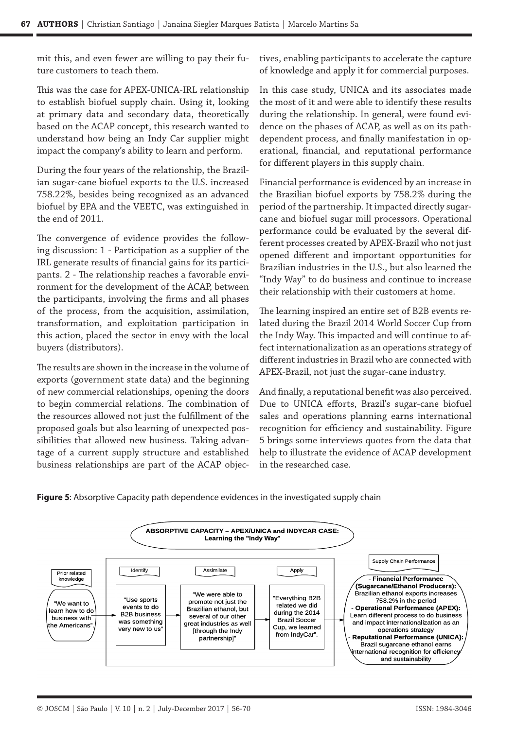mit this, and even fewer are willing to pay their future customers to teach them.

This was the case for APEX-UNICA-IRL relationship to establish biofuel supply chain. Using it, looking at primary data and secondary data, theoretically based on the ACAP concept, this research wanted to understand how being an Indy Car supplier might impact the company's ability to learn and perform.

During the four years of the relationship, the Brazilian sugar-cane biofuel exports to the U.S. increased 758.22%, besides being recognized as an advanced biofuel by EPA and the VEETC, was extinguished in the end of 2011.

The convergence of evidence provides the following discussion: 1 - Participation as a supplier of the IRL generate results of financial gains for its participants. 2 - The relationship reaches a favorable environment for the development of the ACAP, between the participants, involving the firms and all phases of the process, from the acquisition, assimilation, transformation, and exploitation participation in this action, placed the sector in envy with the local buyers (distributors).

The results are shown in the increase in the volume of exports (government state data) and the beginning of new commercial relationships, opening the doors to begin commercial relations. The combination of the resources allowed not just the fulfillment of the proposed goals but also learning of unexpected possibilities that allowed new business. Taking advantage of a current supply structure and established business relationships are part of the ACAP objectives, enabling participants to accelerate the capture of knowledge and apply it for commercial purposes.

In this case study, UNICA and its associates made the most of it and were able to identify these results during the relationship. In general, were found evidence on the phases of ACAP, as well as on its path-dependent process, and finally manifestation in operational, financial, and reputational performance for different players in this supply chain.

Financial performance is evidenced by an increase in the Brazilian biofuel exports by 758.2% during the period of the partnership. It impacted directly sugarcane and biofuel sugar mill processors. Operational performance could be evaluated by the several different processes created by APEX-Brazil who not just opened different and important opportunities for Brazilian industries in the U.S., but also learned the "Indy Way" to do business and continue to increase their relationship with their customers at home.

The learning inspired an entire set of B2B events related during the Brazil 2014 World Soccer Cup from the Indy Way. This impacted and will continue to affect internationalization as an operations strategy of different industries in Brazil who are connected with APEX-Brazil, not just the sugar-cane industry.

And finally, a reputational benefit was also perceived. Due to UNICA efforts, Brazil's sugar-cane biofuel sales and operations planning earns international recognition for efficiency and sustainability. Figure 5 brings some interviews quotes from the data that help to illustrate the evidence of ACAP development in the researched case.

**Figure 5**: Absorptive Capacity path dependence evidences in the investigated supply chain

**ABSORPTIVE CAPACITY – APEX/UNICA and INDYCAR CASE: Learning the "Indy Way"**

- Prior related knowledge: "We want to learn how to do business with the Americans".
- Identify: "Use sports events to do B2B business was something very new to us"
- Assimilate: "We were able to promote not just the Brazilian ethanol, but several of our other great industries as well [through the Indy partnership]"
- Apply: "Everything B2B related we did during the 2014 Brazil Soccer Cup, we learned from IndyCar".
- Supply Chain Performance:
  - **Financial Performance (Sugarcane/Ethanol Producers):** Brazilian ethanol exports increases 758.2% in the period
  - **Operational Performance (APEX):** Learn different process to do business and impact internationalization as an operations strategy
  - **Reputational Performance (UNICA):** Brazil sugarcane ethanol earns international recognition for efficiency and sustainability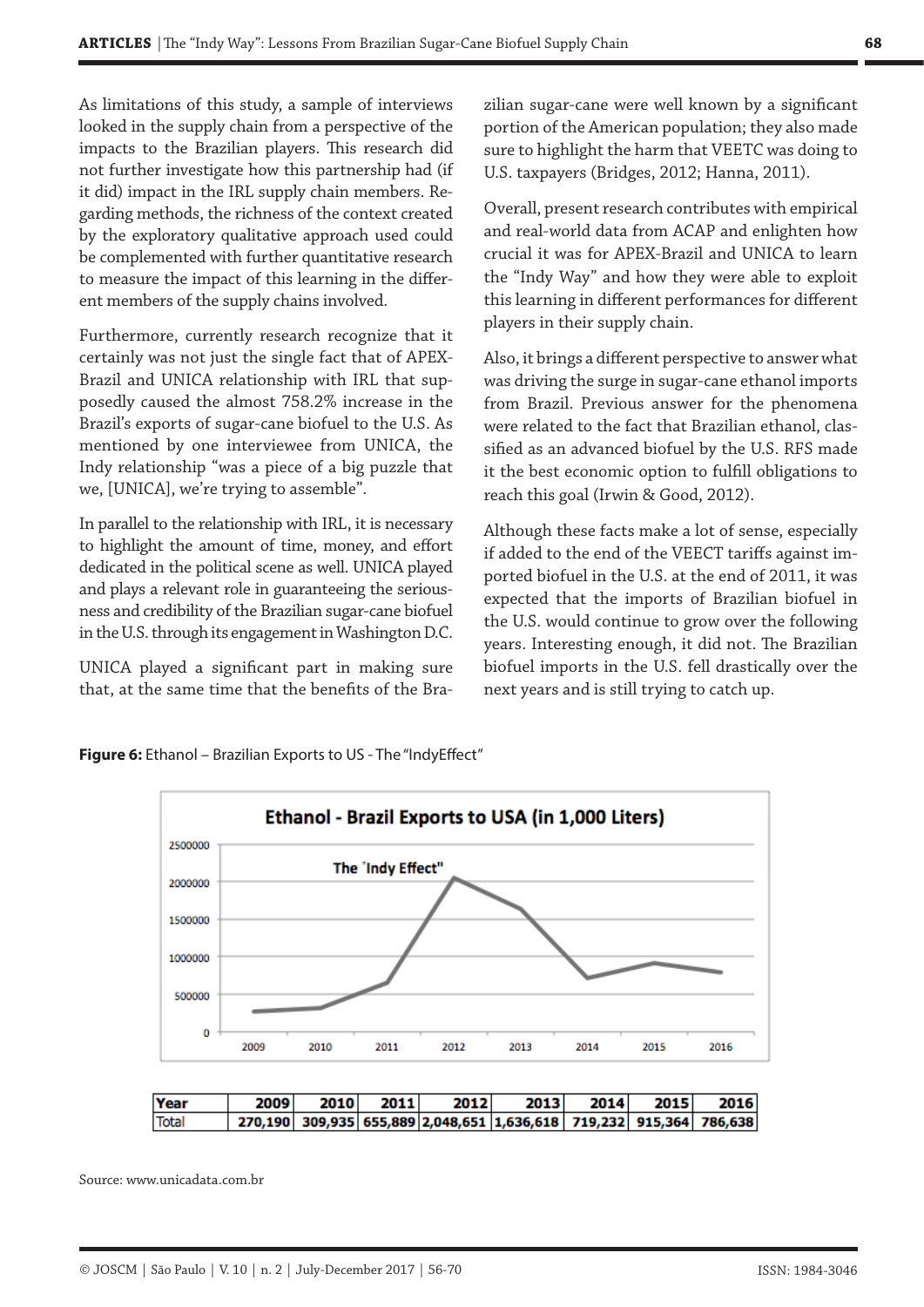As limitations of this study, a sample of interviews looked in the supply chain from a perspective of the impacts to the Brazilian players. This research did not further investigate how this partnership had (if it did) impact in the IRL supply chain members. Regarding methods, the richness of the context created by the exploratory qualitative approach used could be complemented with further quantitative research to measure the impact of this learning in the different members of the supply chains involved.

Furthermore, currently research recognize that it certainly was not just the single fact that of APEX-Brazil and UNICA relationship with IRL that supposedly caused the almost 758.2% increase in the Brazil's exports of sugar-cane biofuel to the U.S. As mentioned by one interviewee from UNICA, the Indy relationship "was a piece of a big puzzle that we, [UNICA], we're trying to assemble".

In parallel to the relationship with IRL, it is necessary to highlight the amount of time, money, and effort dedicated in the political scene as well. UNICA played and plays a relevant role in guaranteeing the seriousness and credibility of the Brazilian sugar-cane biofuel in the U.S. through its engagement in Washington D.C.

UNICA played a significant part in making sure that, at the same time that the benefits of the Brazilian sugar-cane were well known by a significant portion of the American population; they also made sure to highlight the harm that VEETC was doing to U.S. taxpayers (Bridges, 2012; Hanna, 2011).

Overall, present research contributes with empirical and real-world data from ACAP and enlighten how crucial it was for APEX-Brazil and UNICA to learn the "Indy Way" and how they were able to exploit this learning in different performances for different players in their supply chain.

Also, it brings a different perspective to answer what was driving the surge in sugar-cane ethanol imports from Brazil. Previous answer for the phenomena were related to the fact that Brazilian ethanol, classified as an advanced biofuel by the U.S. RFS made it the best economic option to fulfill obligations to reach this goal (Irwin & Good, 2012).

Although these facts make a lot of sense, especially if added to the end of the VEECT tariffs against imported biofuel in the U.S. at the end of 2011, it was expected that the imports of Brazilian biofuel in the U.S. would continue to grow over the following years. Interesting enough, it did not. The Brazilian biofuel imports in the U.S. fell drastically over the next years and is still trying to catch up.

**Figure 6:** Ethanol – Brazilian Exports to US - The "IndyEffect"

| Year | 2009 | 2010 | 2011 | 2012 | 2013 | 2014 | 2015 | 2016 |
|---|---|---|---|---|---|---|---|---|
| Total | 270,190 | 309,935 | 655,889 | 2,048,651 | 1,636,618 | 719,232 | 915,364 | 786,638 |

Source: www.unicadata.com.br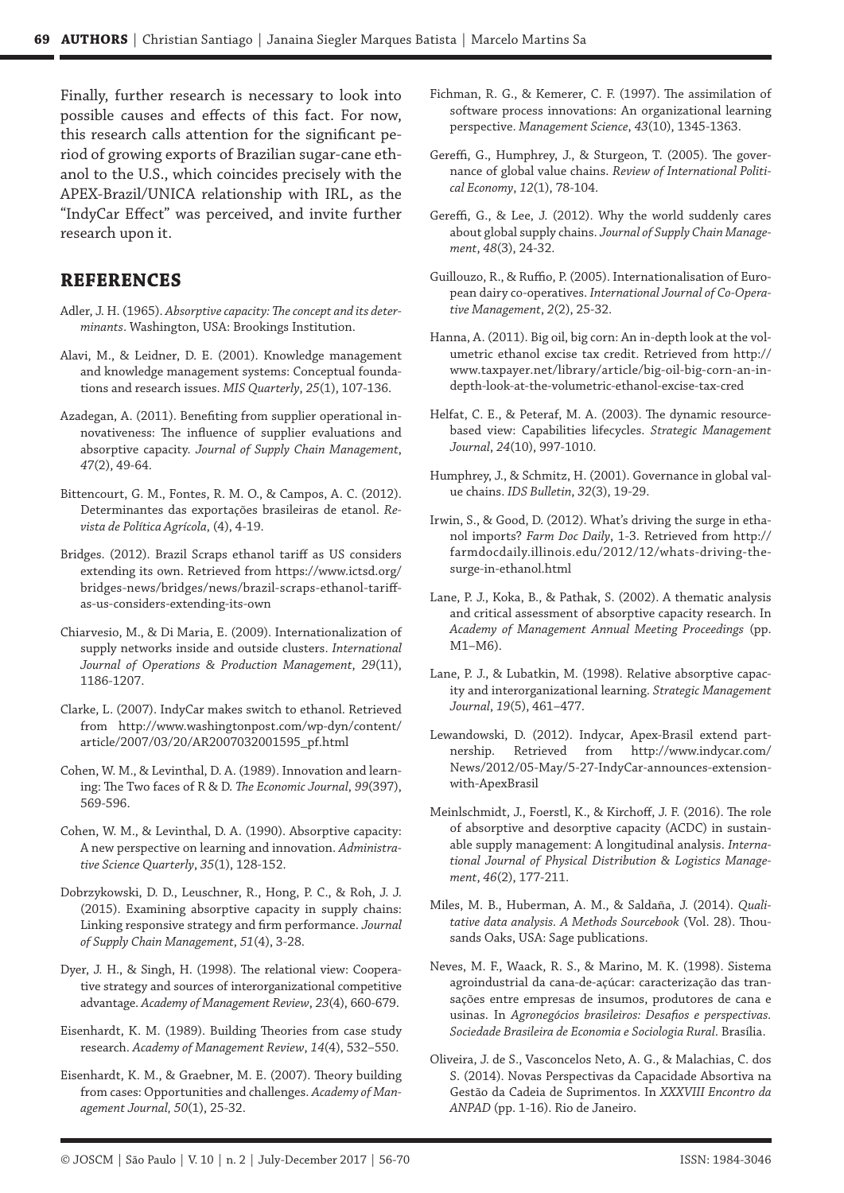Finally, further research is necessary to look into possible causes and effects of this fact. For now, this research calls attention for the significant period of growing exports of Brazilian sugar-cane ethanol to the U.S., which coincides precisely with the APEX-Brazil/UNICA relationship with IRL, as the "IndyCar Effect" was perceived, and invite further research upon it.

## REFERENCES

Adler, J. H. (1965). *Absorptive capacity: The concept and its determinants*. Washington, USA: Brookings Institution.

Alavi, M., & Leidner, D. E. (2001). Knowledge management and knowledge management systems: Conceptual foundations and research issues. *MIS Quarterly*, *25*(1), 107-136.

Azadegan, A. (2011). Benefiting from supplier operational innovativeness: The influence of supplier evaluations and absorptive capacity. *Journal of Supply Chain Management*, *47*(2), 49-64.

Bittencourt, G. M., Fontes, R. M. O., & Campos, A. C. (2012). Determinantes das exportações brasileiras de etanol. *Revista de Política Agrícola*, (4), 4-19.

Bridges. (2012). Brazil Scraps ethanol tariff as US considers extending its own. Retrieved from https://www.ictsd.org/bridges-news/bridges/news/brazil-scraps-ethanol-tariff-as-us-considers-extending-its-own

Chiarvesio, M., & Di Maria, E. (2009). Internationalization of supply networks inside and outside clusters. *International Journal of Operations & Production Management*, *29*(11), 1186-1207.

Clarke, L. (2007). IndyCar makes switch to ethanol. Retrieved from http://www.washingtonpost.com/wp-dyn/content/article/2007/03/20/AR2007032001595_pf.html

Cohen, W. M., & Levinthal, D. A. (1989). Innovation and learning: The Two faces of R & D. *The Economic Journal*, *99*(397), 569-596.

Cohen, W. M., & Levinthal, D. A. (1990). Absorptive capacity: A new perspective on learning and innovation. *Administrative Science Quarterly*, *35*(1), 128-152.

Dobrzykowski, D. D., Leuschner, R., Hong, P. C., & Roh, J. J. (2015). Examining absorptive capacity in supply chains: Linking responsive strategy and firm performance. *Journal of Supply Chain Management*, *51*(4), 3-28.

Dyer, J. H., & Singh, H. (1998). The relational view: Cooperative strategy and sources of interorganizational competitive advantage. *Academy of Management Review*, *23*(4), 660-679.

Eisenhardt, K. M. (1989). Building Theories from case study research. *Academy of Management Review*, *14*(4), 532–550.

Eisenhardt, K. M., & Graebner, M. E. (2007). Theory building from cases: Opportunities and challenges. *Academy of Management Journal*, *50*(1), 25-32.

Fichman, R. G., & Kemerer, C. F. (1997). The assimilation of software process innovations: An organizational learning perspective. *Management Science*, *43*(10), 1345-1363.

Gereffi, G., Humphrey, J., & Sturgeon, T. (2005). The governance of global value chains. *Review of International Political Economy*, *12*(1), 78-104.

Gereffi, G., & Lee, J. (2012). Why the world suddenly cares about global supply chains. *Journal of Supply Chain Management*, *48*(3), 24-32.

Guillouzo, R., & Ruffio, P. (2005). Internationalisation of European dairy co-operatives. *International Journal of Co-Operative Management*, *2*(2), 25-32.

Hanna, A. (2011). Big oil, big corn: An in-depth look at the volumetric ethanol excise tax credit. Retrieved from http://www.taxpayer.net/library/article/big-oil-big-corn-an-in-depth-look-at-the-volumetric-ethanol-excise-tax-cred

Helfat, C. E., & Peteraf, M. A. (2003). The dynamic resource-based view: Capabilities lifecycles. *Strategic Management Journal*, *24*(10), 997-1010.

Humphrey, J., & Schmitz, H. (2001). Governance in global value chains. *IDS Bulletin*, *32*(3), 19-29.

Irwin, S., & Good, D. (2012). What's driving the surge in ethanol imports? *Farm Doc Daily*, 1-3. Retrieved from http://farmdocdaily.illinois.edu/2012/12/whats-driving-the-surge-in-ethanol.html

Lane, P. J., Koka, B., & Pathak, S. (2002). A thematic analysis and critical assessment of absorptive capacity research. In *Academy of Management Annual Meeting Proceedings* (pp. M1–M6).

Lane, P. J., & Lubatkin, M. (1998). Relative absorptive capacity and interorganizational learning. *Strategic Management Journal*, *19*(5), 461–477.

Lewandowski, D. (2012). Indycar, Apex-Brasil extend partnership. Retrieved from http://www.indycar.com/News/2012/05-May/5-27-IndyCar-announces-extension-with-ApexBrasil

Meinlschmidt, J., Foerstl, K., & Kirchoff, J. F. (2016). The role of absorptive and desorptive capacity (ACDC) in sustainable supply management: A longitudinal analysis. *International Journal of Physical Distribution & Logistics Management*, *46*(2), 177-211.

Miles, M. B., Huberman, A. M., & Saldaña, J. (2014). *Qualitative data analysis. A Methods Sourcebook* (Vol. 28). Thousands Oaks, USA: Sage publications.

Neves, M. F., Waack, R. S., & Marino, M. K. (1998). Sistema agroindustrial da cana-de-açúcar: caracterização das transações entre empresas de insumos, produtores de cana e usinas. In *Agronegócios brasileiros: Desafios e perspectivas. Sociedade Brasileira de Economia e Sociologia Rural*. Brasília.

Oliveira, J. de S., Vasconcelos Neto, A. G., & Malachias, C. dos S. (2014). Novas Perspectivas da Capacidade Absortiva na Gestão da Cadeia de Suprimentos. In *XXXVIII Encontro da ANPAD* (pp. 1-16). Rio de Janeiro.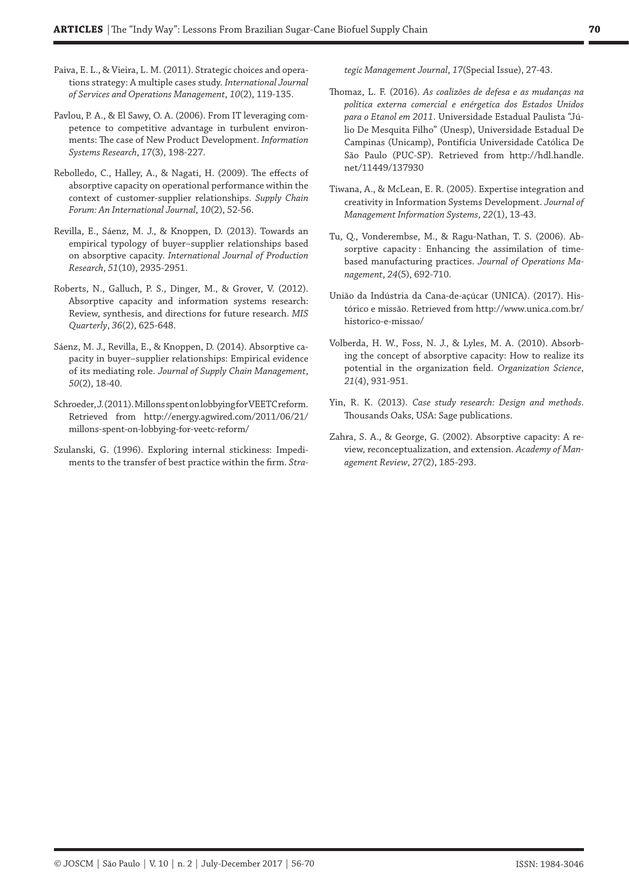Paiva, E. L., & Vieira, L. M. (2011). Strategic choices and operations strategy: A multiple cases study. *International Journal of Services and Operations Management*, *10*(2), 119-135.

Pavlou, P. A., & El Sawy, O. A. (2006). From IT leveraging competence to competitive advantage in turbulent environments: The case of New Product Development. *Information Systems Research*, *17*(3), 198-227.

Rebolledo, C., Halley, A., & Nagati, H. (2009). The effects of absorptive capacity on operational performance within the context of customer-supplier relationships. *Supply Chain Forum: An International Journal*, *10*(2), 52-56.

Revilla, E., Sáenz, M. J., & Knoppen, D. (2013). Towards an empirical typology of buyer–supplier relationships based on absorptive capacity. *International Journal of Production Research*, *51*(10), 2935-2951.

Roberts, N., Galluch, P. S., Dinger, M., & Grover, V. (2012). Absorptive capacity and information systems research: Review, synthesis, and directions for future research. *MIS Quarterly*, *36*(2), 625-648.

Sáenz, M. J., Revilla, E., & Knoppen, D. (2014). Absorptive capacity in buyer–supplier relationships: Empirical evidence of its mediating role. *Journal of Supply Chain Management*, *50*(2), 18-40.

Schroeder, J. (2011). Millons spent on lobbying for VEETC reform. Retrieved from http://energy.agwired.com/2011/06/21/millons-spent-on-lobbying-for-veetc-reform/

Szulanski, G. (1996). Exploring internal stickiness: Impediments to the transfer of best practice within the firm. *Strategic Management Journal*, *17*(Special Issue), 27-43.

Thomaz, L. F. (2016). *As coalizões de defesa e as mudanças na política externa comercial e enérgetica dos Estados Unidos para o Etanol em 2011*. Universidade Estadual Paulista "Júlio De Mesquita Filho" (Unesp), Universidade Estadual De Campinas (Unicamp), Pontifícia Universidade Católica De São Paulo (PUC-SP). Retrieved from http://hdl.handle.net/11449/137930

Tiwana, A., & McLean, E. R. (2005). Expertise integration and creativity in Information Systems Development. *Journal of Management Information Systems*, *22*(1), 13-43.

Tu, Q., Vonderembse, M., & Ragu-Nathan, T. S. (2006). Absorptive capacity : Enhancing the assimilation of time-based manufacturing practices. *Journal of Operations Management*, *24*(5), 692-710.

União da Indústria da Cana-de-açúcar (UNICA). (2017). Histórico e missão. Retrieved from http://www.unica.com.br/historico-e-missao/

Volberda, H. W., Foss, N. J., & Lyles, M. A. (2010). Absorbing the concept of absorptive capacity: How to realize its potential in the organization field. *Organization Science*, *21*(4), 931-951.

Yin, R. K. (2013). *Case study research: Design and methods*. Thousands Oaks, USA: Sage publications.

Zahra, S. A., & George, G. (2002). Absorptive capacity: A review, reconceptualization, and extension. *Academy of Management Review*, *27*(2), 185-293.